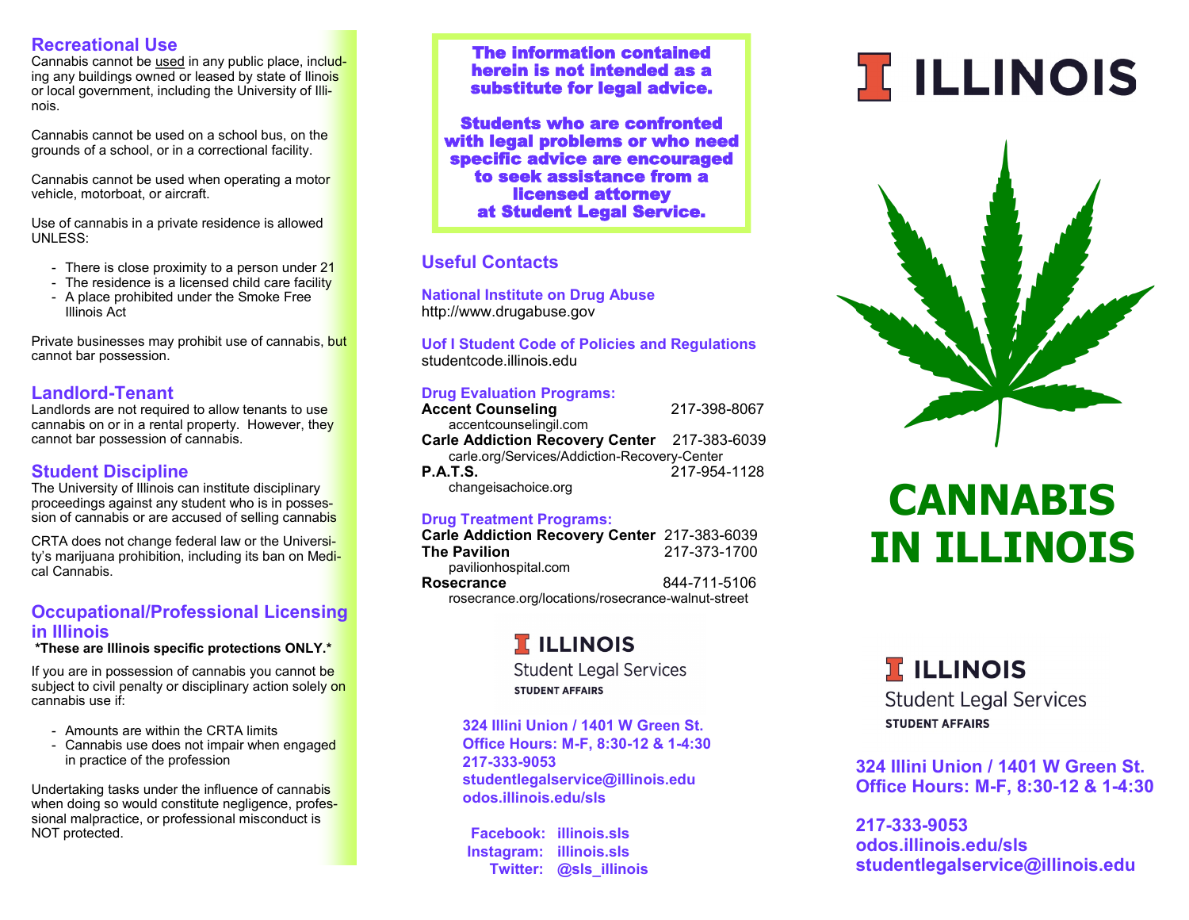## Recreational Use

Cannabis cannot be used in any public place, including any buildings owned or leased by state of Ilinois or local government, including the University of Illinois.

Cannabis cannot be used on a school bus, on the grounds of a school, or in a correctional facility.

Cannabis cannot be used when operating a motor vehicle, motorboat, or aircraft.

Use of cannabis in a private residence is allowed UNLESS:

- There is close proximity to a person under 21
- The residence is a licensed child care facility
- A place prohibited under the Smoke Free Illinois Act

Private businesses may prohibit use of cannabis, but cannot bar possession.

## Landlord-Tenant

Landlords are not required to allow tenants to use cannabis on or in a rental property. However, they cannot bar possession of cannabis.

## Student Discipline

The University of Illinois can institute disciplinary proceedings against any student who is in possession of cannabis or are accused of selling cannabis

CRTA does not change federal law or the University's marijuana prohibition, including its ban on Medical Cannabis.

## Occupational/Professional Licensing in Illinois

**\*These are Illinois specific protections ONLY.\***

If you are in possession of cannabis you cannot be subject to civil penalty or disciplinary action solely on cannabis use if:

- Amounts are within the CRTA limits
- Cannabis use does not impair when engaged in practice of the profession

Undertaking tasks under the influence of cannabis when doing so would constitute negligence, professional malpractice, or professional misconduct is NOT protected.

**The information contained herein is not intended as a substitute for legal advice.**

**Students who are confronted with legal problems or who need specific advice are encouraged to seek assistance from a licensed attorney at Student Legal Service.**

## Useful Contacts

**National Institute on Drug Abuse**
http://www.drugabuse.gov

**U of I Student Code of Policies and Regulations**
studentcode.illinois.edu

**Drug Evaluation Programs:**

**Accent Counseling** 217-398-8067
accentcounselingil.com

**Carle Addiction Recovery Center** 217-383-6039
carle.org/Services/Addiction-Recovery-Center

**P.A.T.S.** 217-954-1128
changeisachoice.org

**Drug Treatment Programs:**

**Carle Addiction Recovery Center** 217-383-6039

**The Pavilion** 217-373-1700
pavilionhospital.com

**Rosecrance** 844-711-5106
rosecrance.org/locations/rosecrance-walnut-street

**ILLINOIS**
Student Legal Services
STUDENT AFFAIRS

**324 Illini Union / 1401 W Green St.**
**Office Hours: M-F, 8:30-12 & 1-4:30**
**217-333-9053**
**studentlegalservice@illinois.edu**
**odos.illinois.edu/sls**

**Facebook: illinois.sls**
**Instagram: illinois.sls**
**Twitter: @sls_illinois**

# ILLINOIS

# CANNABIS IN ILLINOIS

**ILLINOIS**
Student Legal Services
STUDENT AFFAIRS

**324 Illini Union / 1401 W Green St.**
**Office Hours: M-F, 8:30-12 & 1-4:30**

**217-333-9053**
**odos.illinois.edu/sls**
**studentlegalservice@illinois.edu**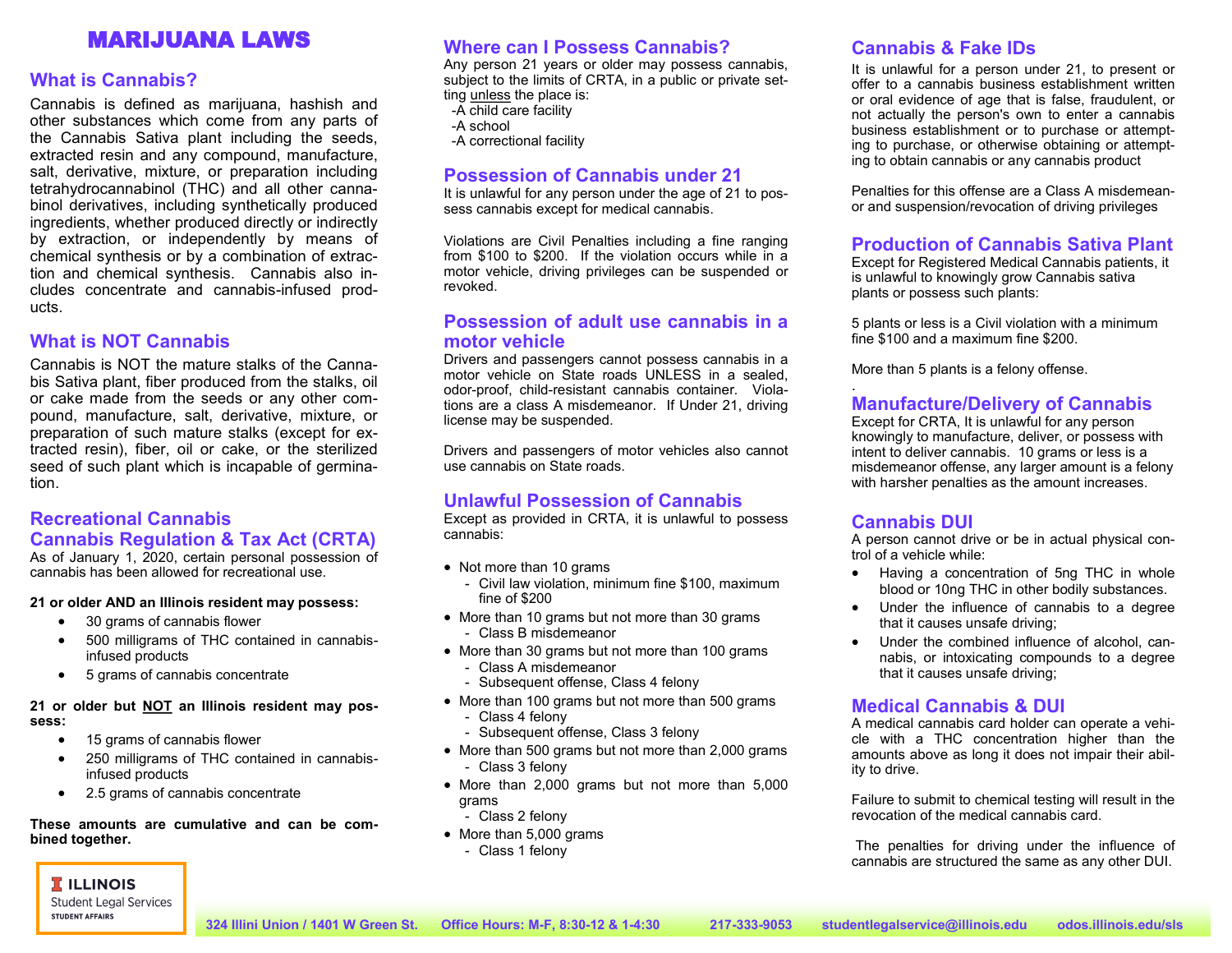# MARIJUANA LAWS

## What is Cannabis?

Cannabis is defined as marijuana, hashish and other substances which come from any parts of the Cannabis Sativa plant including the seeds, extracted resin and any compound, manufacture, salt, derivative, mixture, or preparation including tetrahydrocannabinol (THC) and all other cannabinol derivatives, including synthetically produced ingredients, whether produced directly or indirectly by extraction, or independently by means of chemical synthesis or by a combination of extraction and chemical synthesis. Cannabis also includes concentrate and cannabis-infused products.

## What is NOT Cannabis

Cannabis is NOT the mature stalks of the Cannabis Sativa plant, fiber produced from the stalks, oil or cake made from the seeds or any other compound, manufacture, salt, derivative, mixture, or preparation of such mature stalks (except for extracted resin), fiber, oil or cake, or the sterilized seed of such plant which is incapable of germination.

## Recreational Cannabis
## Cannabis Regulation & Tax Act (CRTA)

As of January 1, 2020, certain personal possession of cannabis has been allowed for recreational use.

**21 or older AND an Illinois resident may possess:**

- 30 grams of cannabis flower
- 500 milligrams of THC contained in cannabis-infused products
- 5 grams of cannabis concentrate

**21 or older but NOT an Illinois resident may possess:**

- 15 grams of cannabis flower
- 250 milligrams of THC contained in cannabis-infused products
- 2.5 grams of cannabis concentrate

**These amounts are cumulative and can be combined together.**

## Where can I Possess Cannabis?

Any person 21 years or older may possess cannabis, subject to the limits of CRTA, in a public or private setting unless the place is:

- -A child care facility
- -A school
- -A correctional facility

## Possession of Cannabis under 21

It is unlawful for any person under the age of 21 to possess cannabis except for medical cannabis.

Violations are Civil Penalties including a fine ranging from $100 to $200. If the violation occurs while in a motor vehicle, driving privileges can be suspended or revoked.

## Possession of adult use cannabis in a motor vehicle

Drivers and passengers cannot possess cannabis in a motor vehicle on State roads UNLESS in a sealed, odor-proof, child-resistant cannabis container. Violations are a class A misdemeanor. If Under 21, driving license may be suspended.

Drivers and passengers of motor vehicles also cannot use cannabis on State roads.

## Unlawful Possession of Cannabis

Except as provided in CRTA, it is unlawful to possess cannabis:

- Not more than 10 grams
  - Civil law violation, minimum fine $100, maximum fine of $200
- More than 10 grams but not more than 30 grams
  - Class B misdemeanor
- More than 30 grams but not more than 100 grams
  - Class A misdemeanor
  - Subsequent offense, Class 4 felony
- More than 100 grams but not more than 500 grams
  - Class 4 felony
  - Subsequent offense, Class 3 felony
- More than 500 grams but not more than 2,000 grams
  - Class 3 felony
- More than 2,000 grams but not more than 5,000 grams
  - Class 2 felony
- More than 5,000 grams
  - Class 1 felony

## Cannabis & Fake IDs

It is unlawful for a person under 21, to present or offer to a cannabis business establishment written or oral evidence of age that is false, fraudulent, or not actually the person's own to enter a cannabis business establishment or to purchase or attempting to purchase, or otherwise obtaining or attempting to obtain cannabis or any cannabis product

Penalties for this offense are a Class A misdemeanor and suspension/revocation of driving privileges

## Production of Cannabis Sativa Plant

Except for Registered Medical Cannabis patients, it is unlawful to knowingly grow Cannabis sativa plants or possess such plants:

5 plants or less is a Civil violation with a minimum fine $100 and a maximum fine $200.

More than 5 plants is a felony offense.

## Manufacture/Delivery of Cannabis

Except for CRTA, It is unlawful for any person knowingly to manufacture, deliver, or possess with intent to deliver cannabis. 10 grams or less is a misdemeanor offense, any larger amount is a felony with harsher penalties as the amount increases.

## Cannabis DUI

A person cannot drive or be in actual physical control of a vehicle while:

- Having a concentration of 5ng THC in whole blood or 10ng THC in other bodily substances.
- Under the influence of cannabis to a degree that it causes unsafe driving;
- Under the combined influence of alcohol, cannabis, or intoxicating compounds to a degree that it causes unsafe driving;

## Medical Cannabis & DUI

A medical cannabis card holder can operate a vehicle with a THC concentration higher than the amounts above as long it does not impair their ability to drive.

Failure to submit to chemical testing will result in the revocation of the medical cannabis card.

The penalties for driving under the influence of cannabis are structured the same as any other DUI.

ILLINOIS Student Legal Services
STUDENT AFFAIRS

324 Illini Union / 1401 W Green St. Office Hours: M-F, 8:30-12 & 1-4:30 217-333-9053 studentlegalservice@illinois.edu odos.illinois.edu/sls